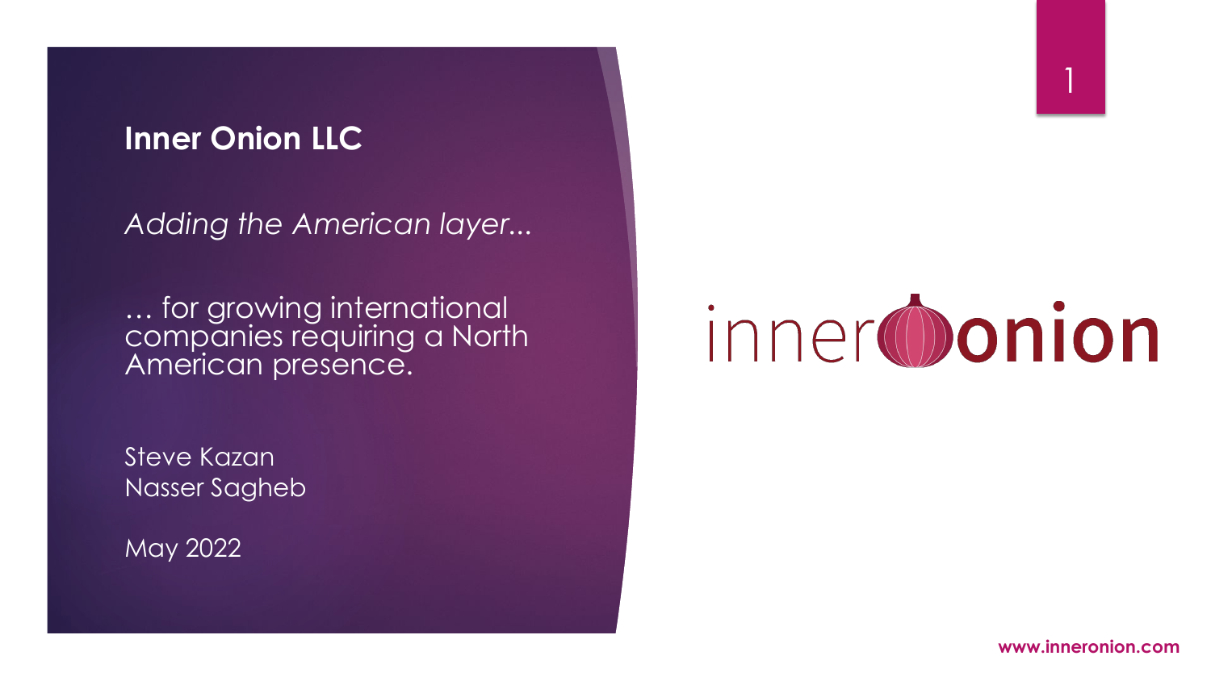# Inner Onion LLC

*Adding the American layer...*

… for growing international companies requiring a North American presence.

Steve Kazan
Nasser Sagheb

May 2022

inner onion

www.inneronion.com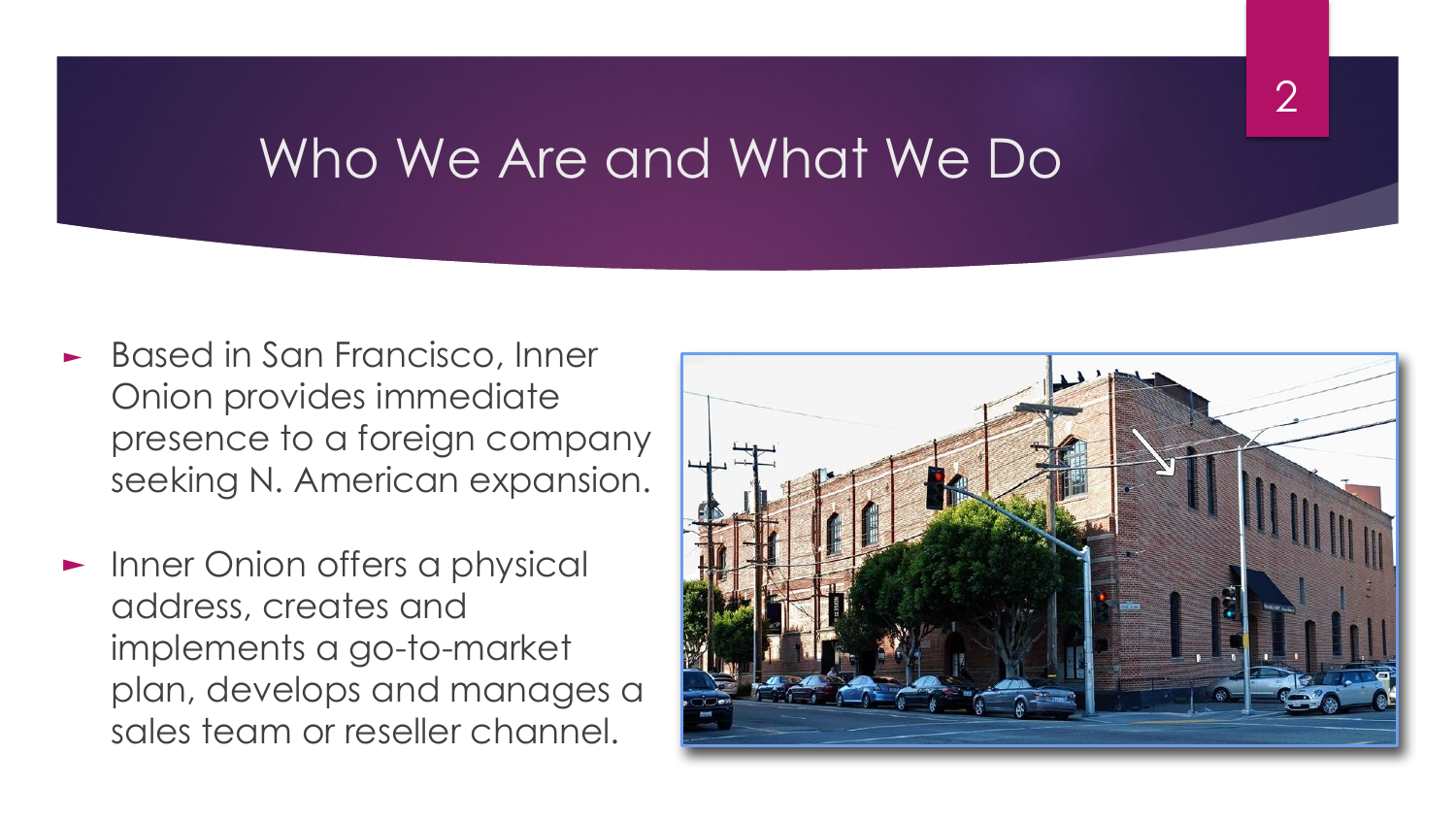# Who We Are and What We Do

- Based in San Francisco, Inner Onion provides immediate presence to a foreign company seeking N. American expansion.
- Inner Onion offers a physical address, creates and implements a go-to-market plan, develops and manages a sales team or reseller channel.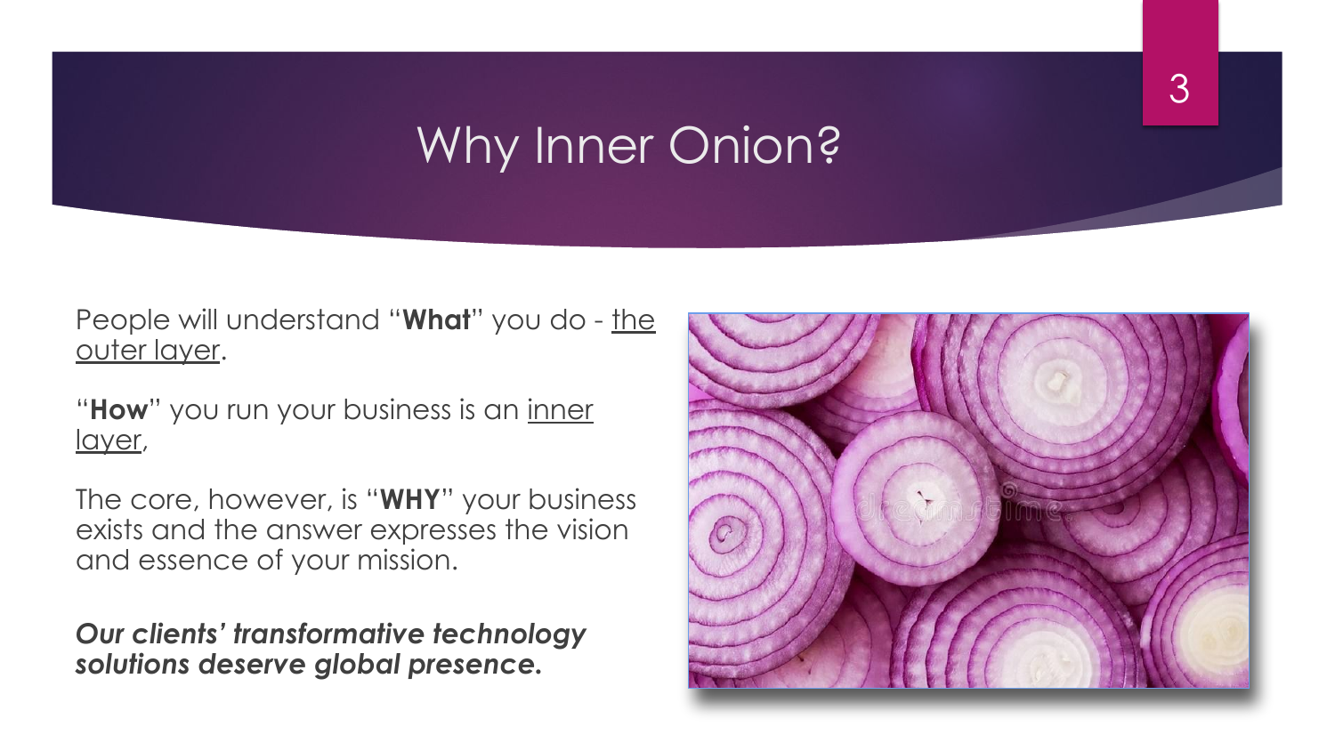# Why Inner Onion?

People will understand "**What**" you do - the outer layer.

"**How**" you run your business is an inner layer,

The core, however, is "**WHY**" your business exists and the answer expresses the vision and essence of your mission.

***Our clients' transformative technology solutions deserve global presence.***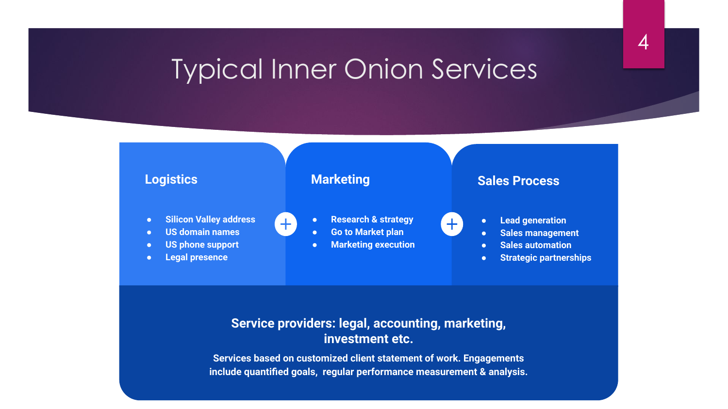# Typical Inner Onion Services

## Logistics

- Silicon Valley address
- US domain names
- US phone support
- Legal presence

+

## Marketing

- Research & strategy
- Go to Market plan
- Marketing execution

+

## Sales Process

- Lead generation
- Sales management
- Sales automation
- Strategic partnerships

**Service providers: legal, accounting, marketing, investment etc.**

Services based on customized client statement of work. Engagements include quantified goals, regular performance measurement & analysis.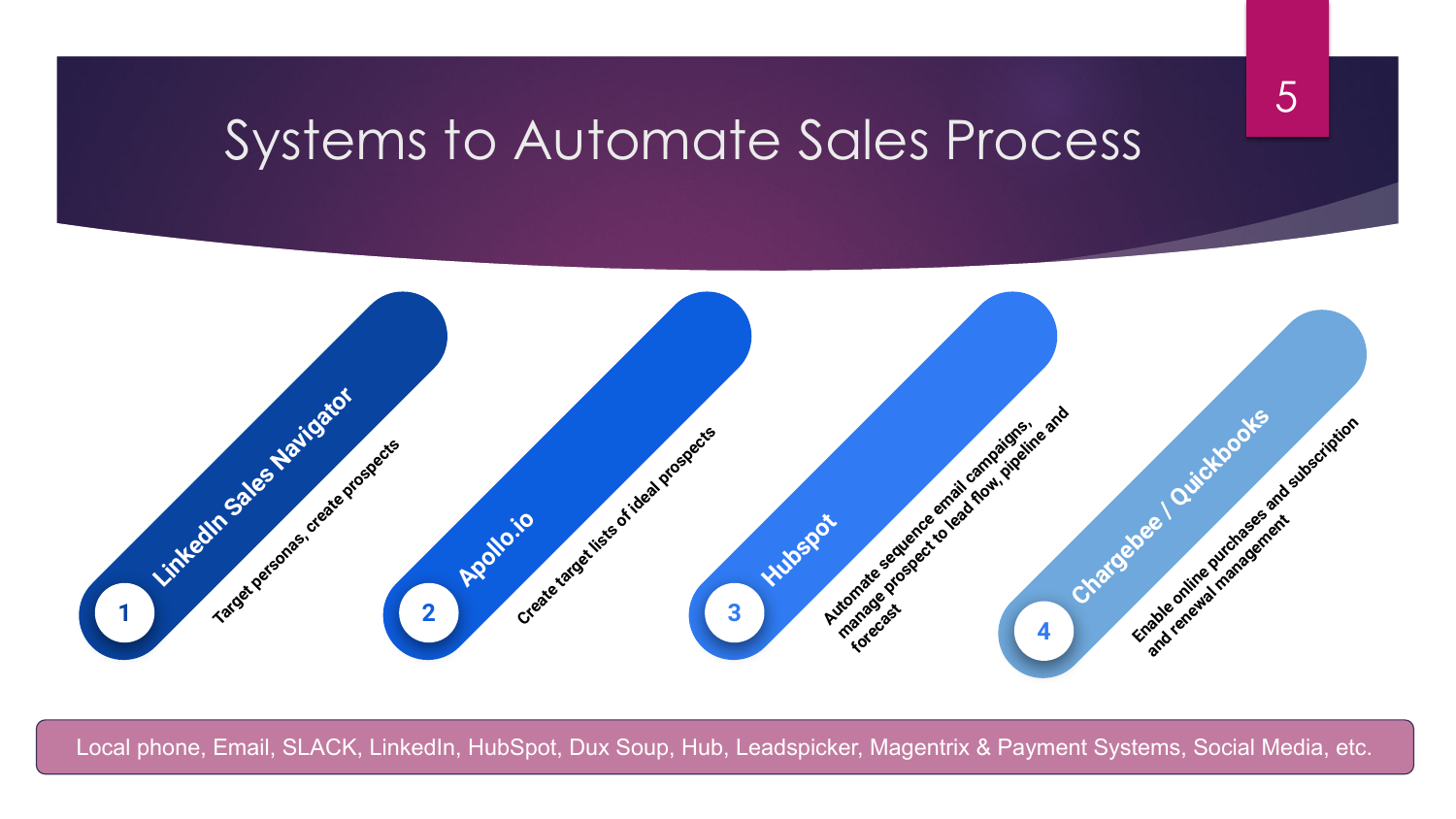# Systems to Automate Sales Process

1. **LinkedIn Sales Navigator** – Target personas, create prospects
2. **Apollo.io** – Create target lists of ideal prospects
3. **Hubspot** – Automate sequence email campaigns, manage prospect to lead flow, pipeline and forecast
4. **Chargebee / Quickbooks** – Enable online purchases and subscription and renewal management

Local phone, Email, SLACK, LinkedIn, HubSpot, Dux Soup, Hub, Leadspicker, Magentrix & Payment Systems, Social Media, etc.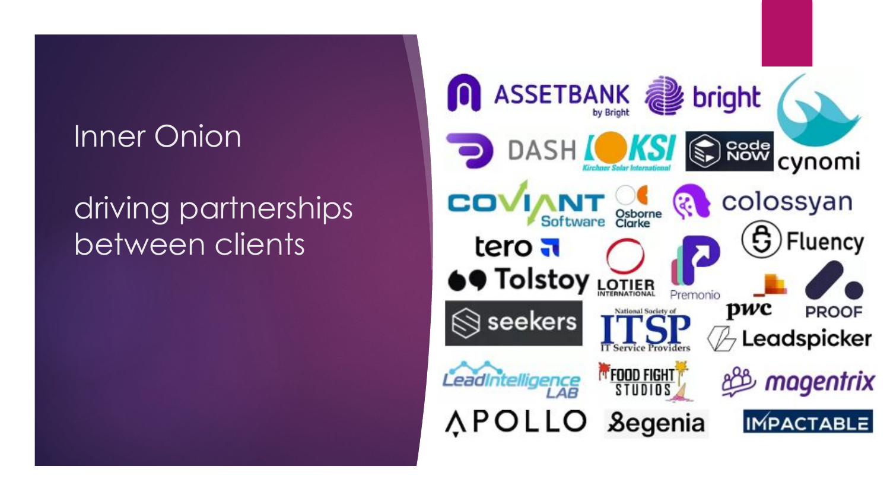# Inner Onion

## driving partnerships between clients

ASSETBANK by Bright

bright

cynomi

DASH

KSI Kirchner Solar International

Code Now

COVIANT Software

Osborne Clarke

colossyan

tero

Fluency

Tolstoy

LOTIER INTERNATIONAL

Premonio

pwc

PROOF

seekers

National Society of ITSP IT Service Providers

Leadspicker

LeadIntelligence LAB

FOOD FIGHT STUDIOS

magentrix

APOLLO

Segenia

IMPACTABLE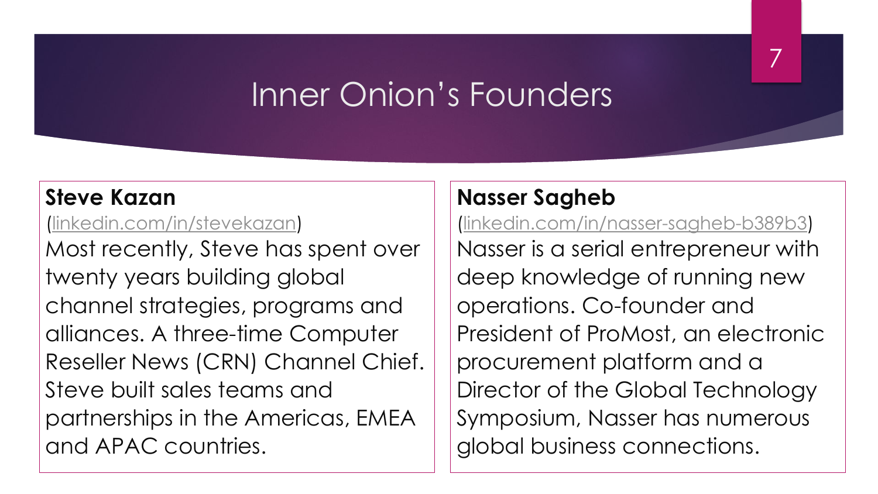# Inner Onion's Founders

**Steve Kazan**

(linkedin.com/in/stevekazan)

Most recently, Steve has spent over twenty years building global channel strategies, programs and alliances. A three-time Computer Reseller News (CRN) Channel Chief. Steve built sales teams and partnerships in the Americas, EMEA and APAC countries.

**Nasser Sagheb**

(linkedin.com/in/nasser-sagheb-b389b3)

Nasser is a serial entrepreneur with deep knowledge of running new operations. Co-founder and President of ProMost, an electronic procurement platform and a Director of the Global Technology Symposium, Nasser has numerous global business connections.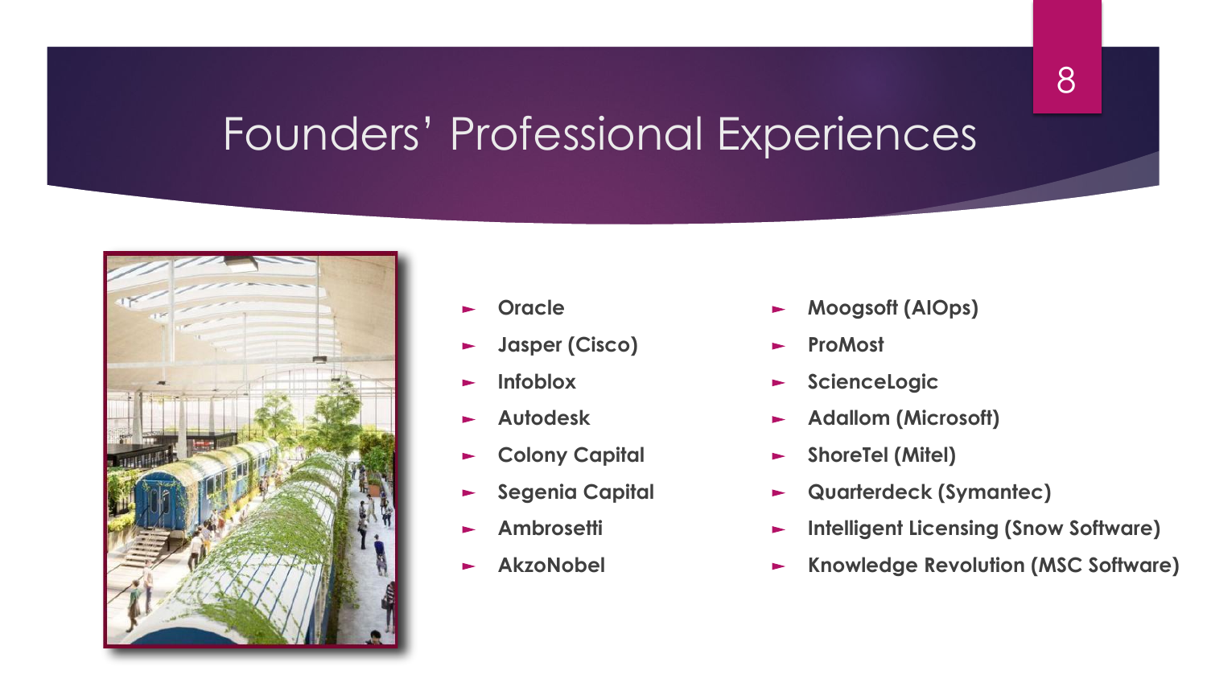# Founders' Professional Experiences

- Oracle
- Jasper (Cisco)
- Infoblox
- Autodesk
- Colony Capital
- Segenia Capital
- Ambrosetti
- AkzoNobel
- Moogsoft (AIOps)
- ProMost
- ScienceLogic
- Adallom (Microsoft)
- ShoreTel (Mitel)
- Quarterdeck (Symantec)
- Intelligent Licensing (Snow Software)
- Knowledge Revolution (MSC Software)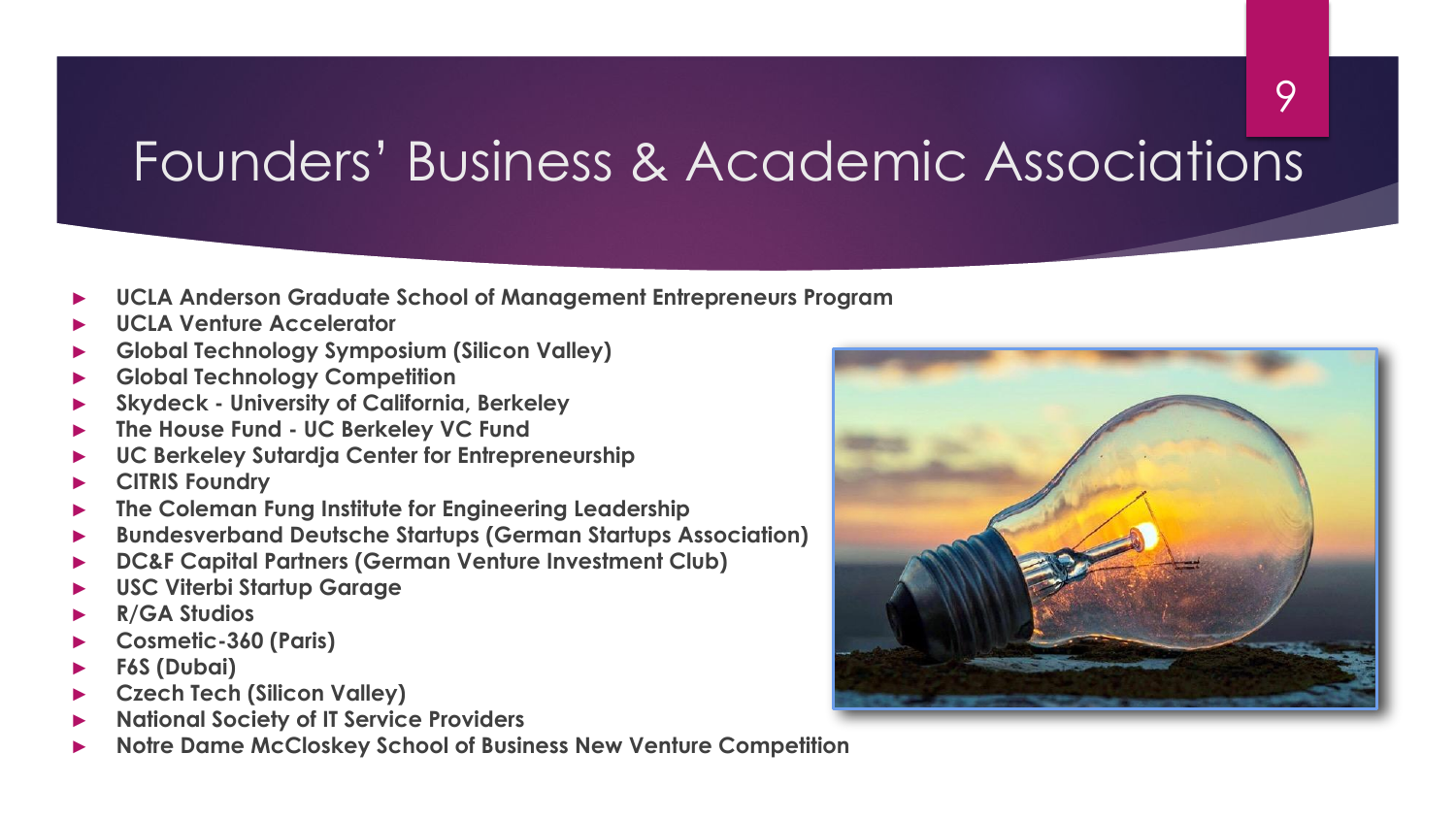# Founders' Business & Academic Associations

- **UCLA Anderson Graduate School of Management Entrepreneurs Program**
- **UCLA Venture Accelerator**
- **Global Technology Symposium (Silicon Valley)**
- **Global Technology Competition**
- **Skydeck - University of California, Berkeley**
- **The House Fund - UC Berkeley VC Fund**
- **UC Berkeley Sutardja Center for Entrepreneurship**
- **CITRIS Foundry**
- **The Coleman Fung Institute for Engineering Leadership**
- **Bundesverband Deutsche Startups (German Startups Association)**
- **DC&F Capital Partners (German Venture Investment Club)**
- **USC Viterbi Startup Garage**
- **R/GA Studios**
- **Cosmetic-360 (Paris)**
- **F6S (Dubai)**
- **Czech Tech (Silicon Valley)**
- **National Society of IT Service Providers**
- **Notre Dame McCloskey School of Business New Venture Competition**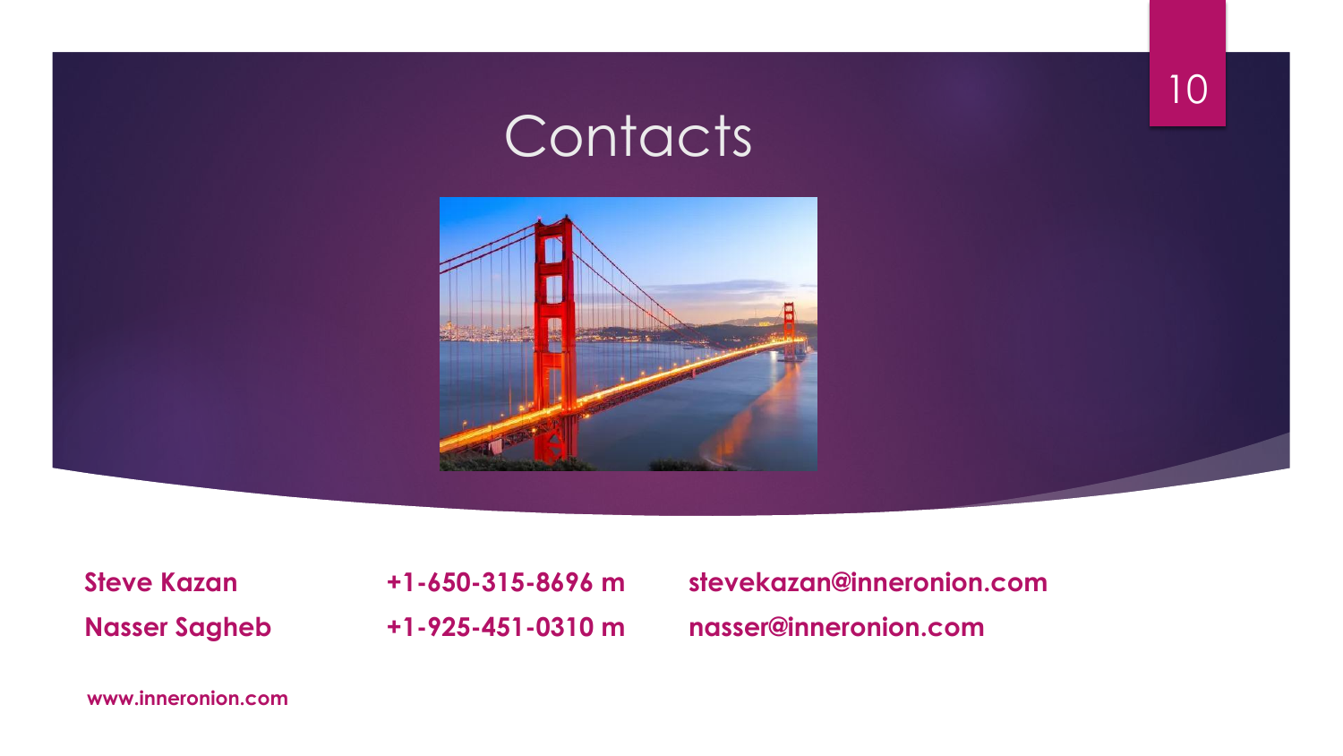# Contacts

| | | |
|---|---|---|
| **Steve Kazan** | **+1-650-315-8696 m** | **stevekazan@inneronion.com** |
| **Nasser Sagheb** | **+1-925-451-0310 m** | **nasser@inneronion.com** |

**www.inneronion.com**